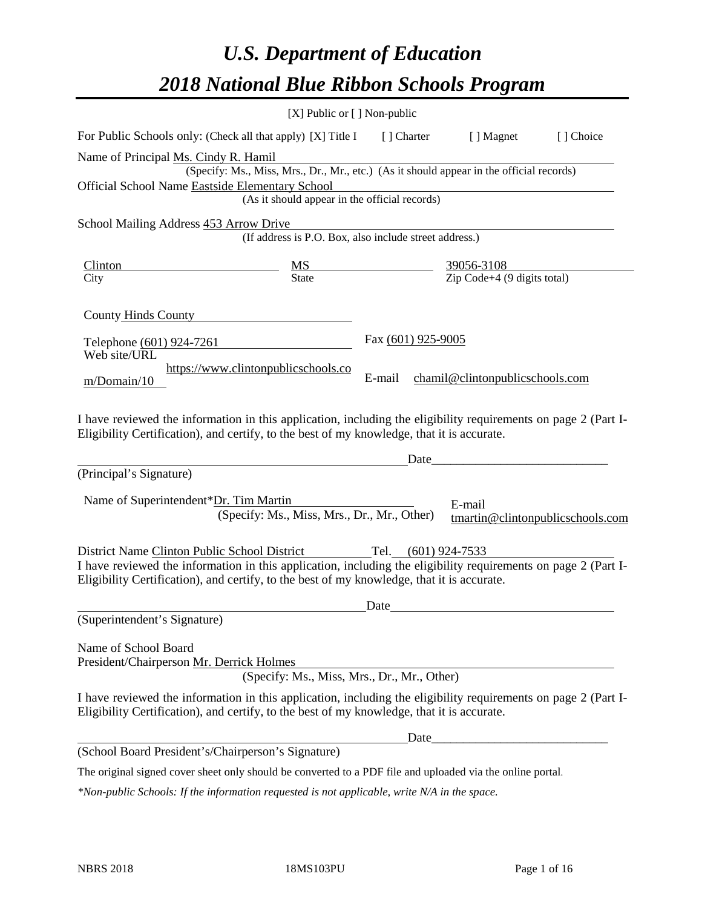# *U.S. Department of Education*

# *2018 National Blue Ribbon Schools Program*

[X] Public or [ ] Non-public

For Public Schools only: (Check all that apply) [X] Title I [ ] Charter [ ] Magnet [ ] Choice

Name of Principal Ms. Cindy R. Hamil
(Specify: Ms., Miss, Mrs., Dr., Mr., etc.) (As it should appear in the official records)

Official School Name Eastside Elementary School
(As it should appear in the official records)

School Mailing Address 453 Arrow Drive
(If address is P.O. Box, also include street address.)

| City | State | Zip Code+4 (9 digits total) |
|---|---|---|
| Clinton | MS | 39056-3108 |

County Hinds County

Telephone (601) 924-7261

Fax (601) 925-9005

Web site/URL https://www.clintonpublicschools.com/Domain/10

E-mail chamil@clintonpublicschools.com

I have reviewed the information in this application, including the eligibility requirements on page 2 (Part I-Eligibility Certification), and certify, to the best of my knowledge, that it is accurate.

_______________________________________ Date_______________________

(Principal's Signature)

Name of Superintendent* Dr. Tim Martin
(Specify: Ms., Miss, Mrs., Dr., Mr., Other)

E-mail tmartin@clintonpublicschools.com

District Name Clinton Public School District Tel. (601) 924-7533

I have reviewed the information in this application, including the eligibility requirements on page 2 (Part I-Eligibility Certification), and certify, to the best of my knowledge, that it is accurate.

_______________________________________ Date_______________________

(Superintendent's Signature)

Name of School Board
President/Chairperson Mr. Derrick Holmes
(Specify: Ms., Miss, Mrs., Dr., Mr., Other)

I have reviewed the information in this application, including the eligibility requirements on page 2 (Part I-Eligibility Certification), and certify, to the best of my knowledge, that it is accurate.

_______________________________________ Date_______________________

(School Board President's/Chairperson's Signature)

The original signed cover sheet only should be converted to a PDF file and uploaded via the online portal.

*\*Non-public Schools: If the information requested is not applicable, write N/A in the space.*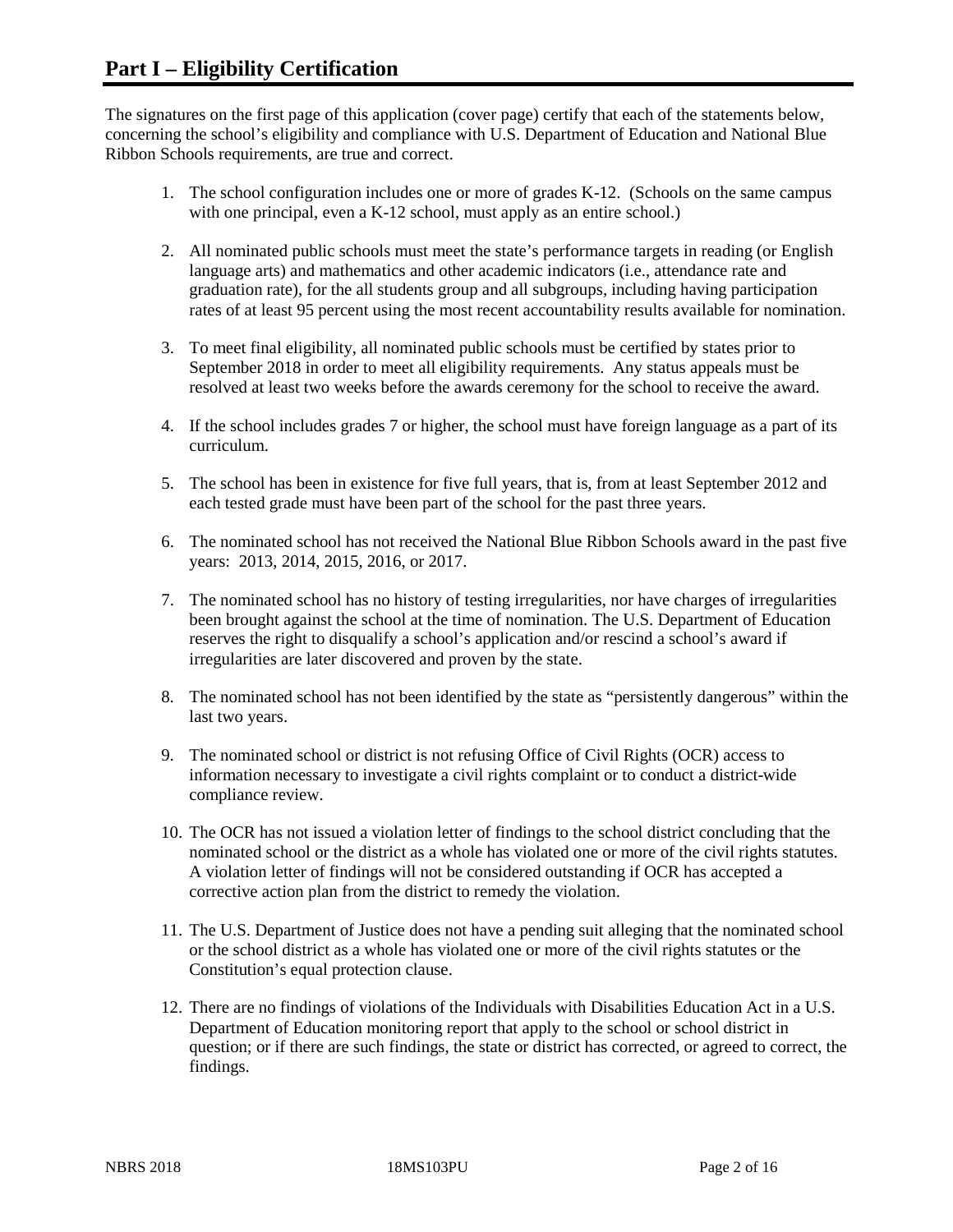# Part I – Eligibility Certification

The signatures on the first page of this application (cover page) certify that each of the statements below, concerning the school's eligibility and compliance with U.S. Department of Education and National Blue Ribbon Schools requirements, are true and correct.

1. The school configuration includes one or more of grades K-12. (Schools on the same campus with one principal, even a K-12 school, must apply as an entire school.)

2. All nominated public schools must meet the state's performance targets in reading (or English language arts) and mathematics and other academic indicators (i.e., attendance rate and graduation rate), for the all students group and all subgroups, including having participation rates of at least 95 percent using the most recent accountability results available for nomination.

3. To meet final eligibility, all nominated public schools must be certified by states prior to September 2018 in order to meet all eligibility requirements. Any status appeals must be resolved at least two weeks before the awards ceremony for the school to receive the award.

4. If the school includes grades 7 or higher, the school must have foreign language as a part of its curriculum.

5. The school has been in existence for five full years, that is, from at least September 2012 and each tested grade must have been part of the school for the past three years.

6. The nominated school has not received the National Blue Ribbon Schools award in the past five years: 2013, 2014, 2015, 2016, or 2017.

7. The nominated school has no history of testing irregularities, nor have charges of irregularities been brought against the school at the time of nomination. The U.S. Department of Education reserves the right to disqualify a school's application and/or rescind a school's award if irregularities are later discovered and proven by the state.

8. The nominated school has not been identified by the state as "persistently dangerous" within the last two years.

9. The nominated school or district is not refusing Office of Civil Rights (OCR) access to information necessary to investigate a civil rights complaint or to conduct a district-wide compliance review.

10. The OCR has not issued a violation letter of findings to the school district concluding that the nominated school or the district as a whole has violated one or more of the civil rights statutes. A violation letter of findings will not be considered outstanding if OCR has accepted a corrective action plan from the district to remedy the violation.

11. The U.S. Department of Justice does not have a pending suit alleging that the nominated school or the school district as a whole has violated one or more of the civil rights statutes or the Constitution's equal protection clause.

12. There are no findings of violations of the Individuals with Disabilities Education Act in a U.S. Department of Education monitoring report that apply to the school or school district in question; or if there are such findings, the state or district has corrected, or agreed to correct, the findings.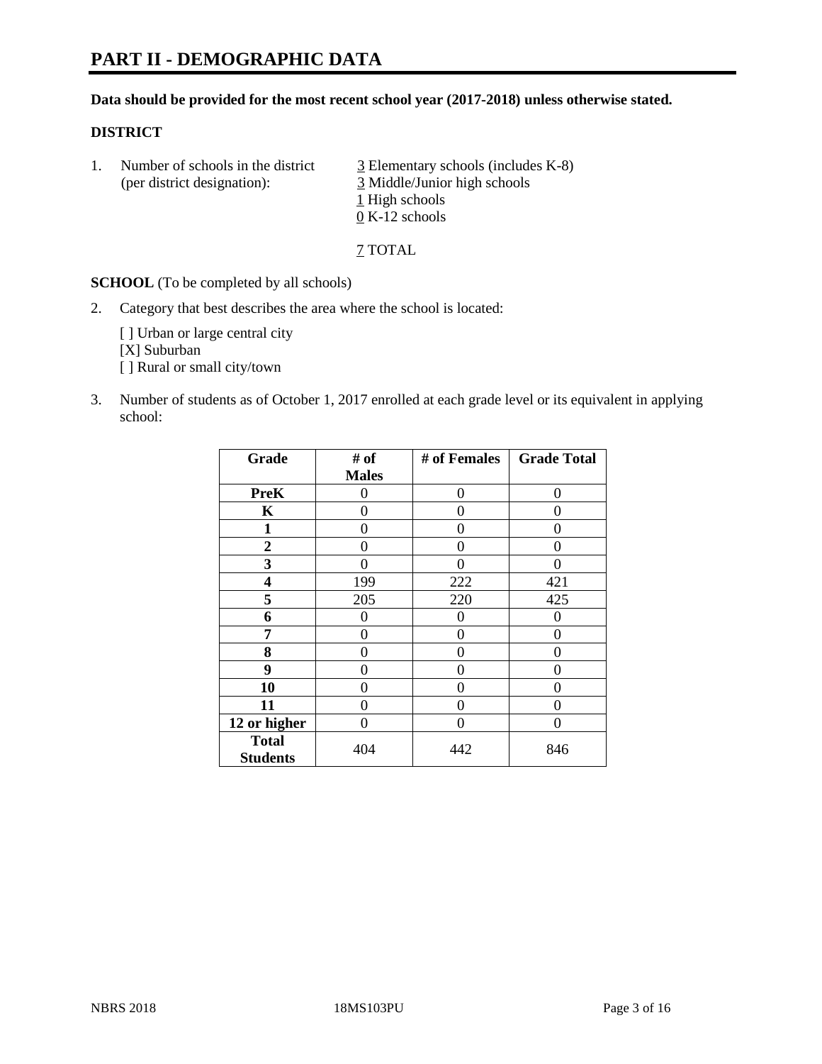# PART II - DEMOGRAPHIC DATA

**Data should be provided for the most recent school year (2017-2018) unless otherwise stated.**

**DISTRICT**

1. Number of schools in the district (per district designation):

   3 Elementary schools (includes K-8)
   3 Middle/Junior high schools
   1 High schools
   0 K-12 schools

   7 TOTAL

**SCHOOL** (To be completed by all schools)

2. Category that best describes the area where the school is located:

   [ ] Urban or large central city
   [X] Suburban
   [ ] Rural or small city/town

3. Number of students as of October 1, 2017 enrolled at each grade level or its equivalent in applying school:

| Grade | # of Males | # of Females | Grade Total |
|---|---|---|---|
| **PreK** | 0 | 0 | 0 |
| **K** | 0 | 0 | 0 |
| **1** | 0 | 0 | 0 |
| **2** | 0 | 0 | 0 |
| **3** | 0 | 0 | 0 |
| **4** | 199 | 222 | 421 |
| **5** | 205 | 220 | 425 |
| **6** | 0 | 0 | 0 |
| **7** | 0 | 0 | 0 |
| **8** | 0 | 0 | 0 |
| **9** | 0 | 0 | 0 |
| **10** | 0 | 0 | 0 |
| **11** | 0 | 0 | 0 |
| **12 or higher** | 0 | 0 | 0 |
| **Total Students** | 404 | 442 | 846 |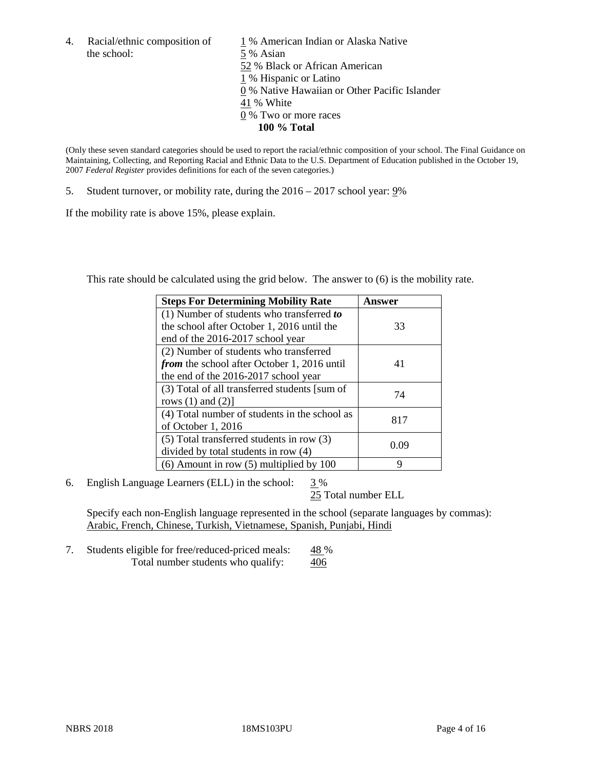4. Racial/ethnic composition of the school:

1 % American Indian or Alaska Native
5 % Asian
52 % Black or African American
1 % Hispanic or Latino
0 % Native Hawaiian or Other Pacific Islander
41 % White
0 % Two or more races
**100 % Total**

(Only these seven standard categories should be used to report the racial/ethnic composition of your school. The Final Guidance on Maintaining, Collecting, and Reporting Racial and Ethnic Data to the U.S. Department of Education published in the October 19, 2007 *Federal Register* provides definitions for each of the seven categories.)

5. Student turnover, or mobility rate, during the 2016 – 2017 school year: 9%

If the mobility rate is above 15%, please explain.

This rate should be calculated using the grid below. The answer to (6) is the mobility rate.

| **Steps For Determining Mobility Rate** | **Answer** |
|---|---|
| (1) Number of students who transferred ***to*** the school after October 1, 2016 until the end of the 2016-2017 school year | 33 |
| (2) Number of students who transferred ***from*** the school after October 1, 2016 until the end of the 2016-2017 school year | 41 |
| (3) Total of all transferred students [sum of rows (1) and (2)] | 74 |
| (4) Total number of students in the school as of October 1, 2016 | 817 |
| (5) Total transferred students in row (3) divided by total students in row (4) | 0.09 |
| (6) Amount in row (5) multiplied by 100 | 9 |

6. English Language Learners (ELL) in the school: 3 %
25 Total number ELL

Specify each non-English language represented in the school (separate languages by commas):
Arabic, French, Chinese, Turkish, Vietnamese, Spanish, Punjabi, Hindi

7. Students eligible for free/reduced-priced meals: 48 %
Total number students who qualify: 406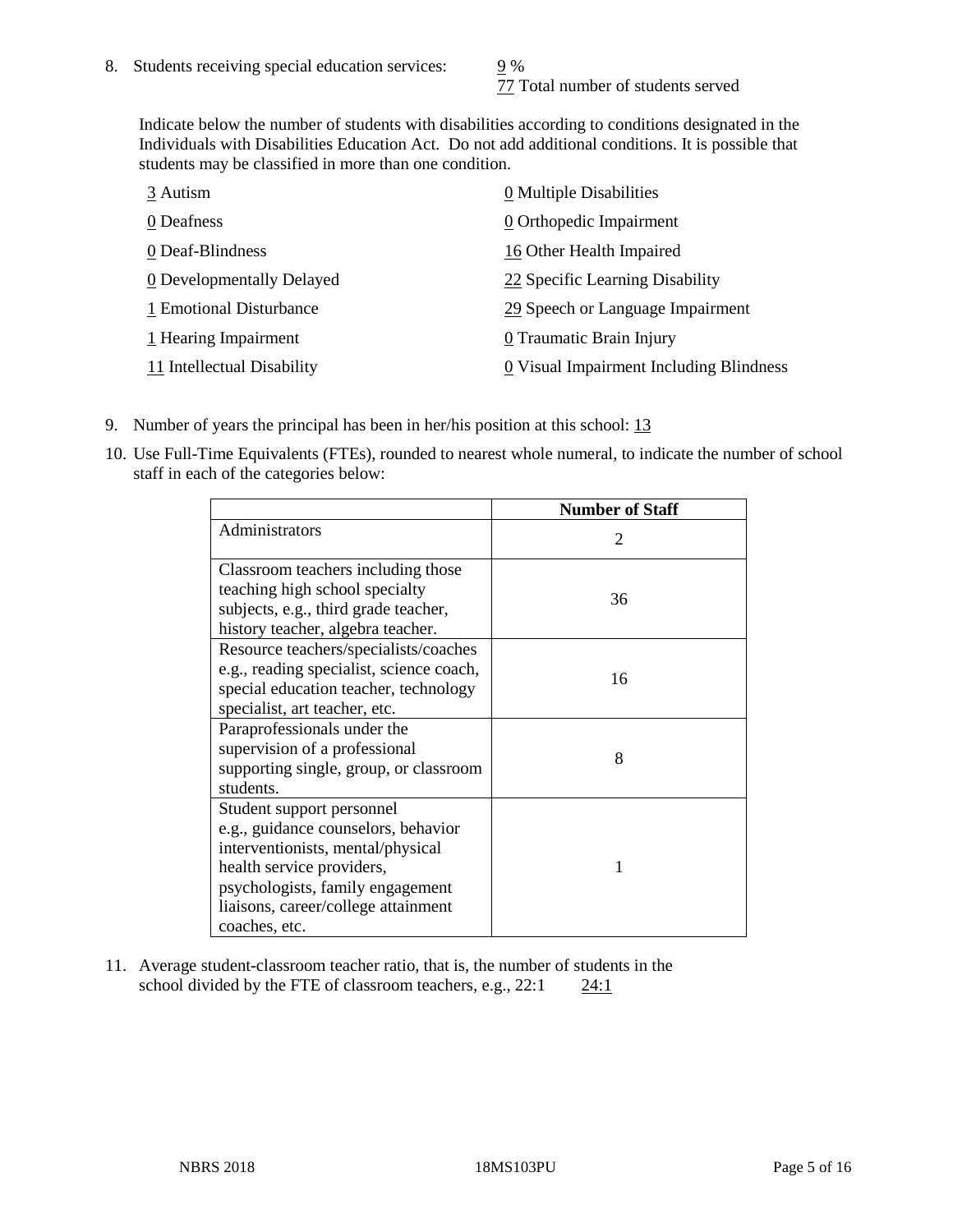8. Students receiving special education services: 9 %
   77 Total number of students served

   Indicate below the number of students with disabilities according to conditions designated in the Individuals with Disabilities Education Act. Do not add additional conditions. It is possible that students may be classified in more than one condition.

   3 Autism
   0 Deafness
   0 Deaf-Blindness
   0 Developmentally Delayed
   1 Emotional Disturbance
   1 Hearing Impairment
   11 Intellectual Disability
   0 Multiple Disabilities
   0 Orthopedic Impairment
   16 Other Health Impaired
   22 Specific Learning Disability
   29 Speech or Language Impairment
   0 Traumatic Brain Injury
   0 Visual Impairment Including Blindness

9. Number of years the principal has been in her/his position at this school: 13

10. Use Full-Time Equivalents (FTEs), rounded to nearest whole numeral, to indicate the number of school staff in each of the categories below:

| | Number of Staff |
|---|---|
| Administrators | 2 |
| Classroom teachers including those teaching high school specialty subjects, e.g., third grade teacher, history teacher, algebra teacher. | 36 |
| Resource teachers/specialists/coaches e.g., reading specialist, science coach, special education teacher, technology specialist, art teacher, etc. | 16 |
| Paraprofessionals under the supervision of a professional supporting single, group, or classroom students. | 8 |
| Student support personnel e.g., guidance counselors, behavior interventionists, mental/physical health service providers, psychologists, family engagement liaisons, career/college attainment coaches, etc. | 1 |

11. Average student-classroom teacher ratio, that is, the number of students in the school divided by the FTE of classroom teachers, e.g., 22:1 24:1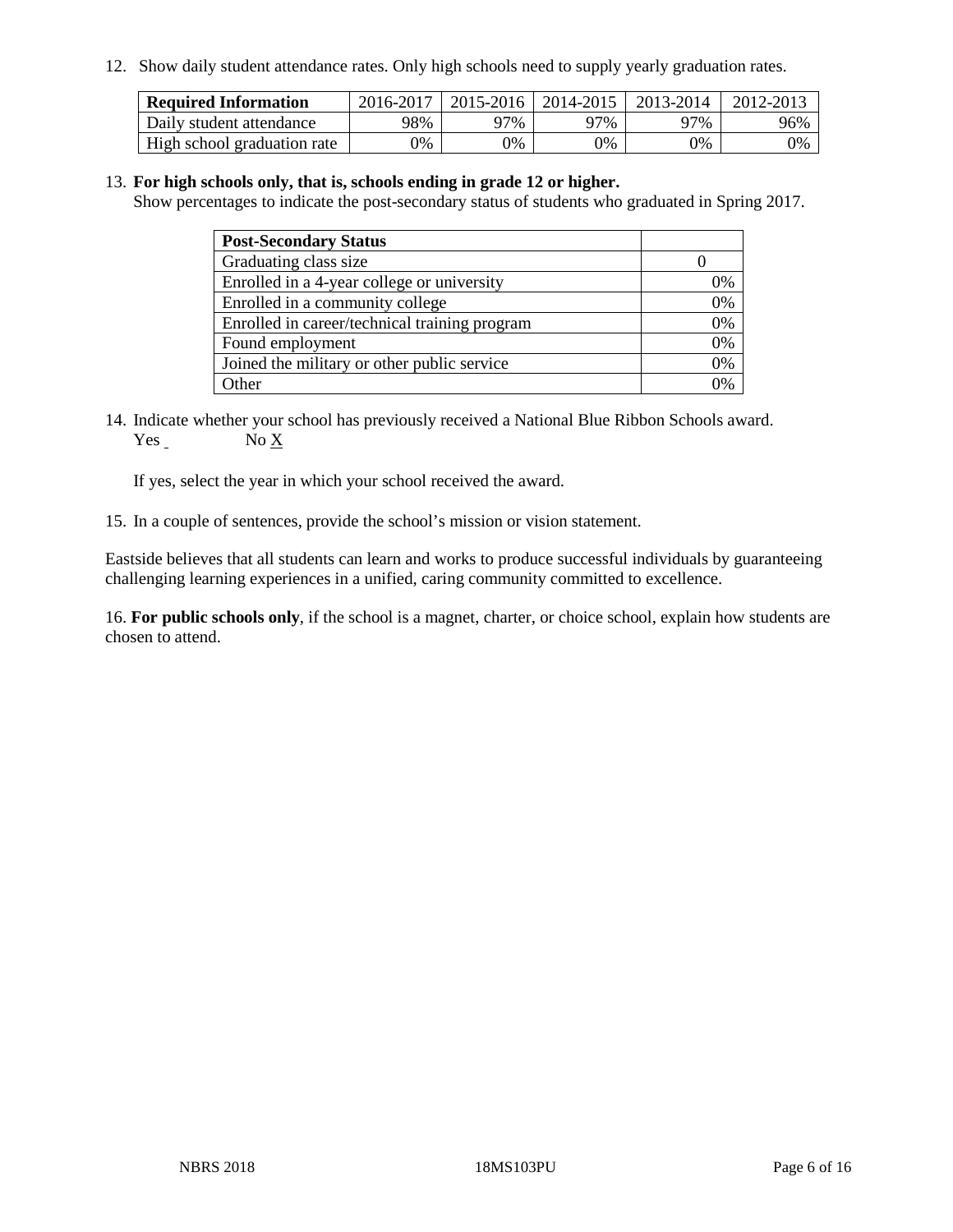12. Show daily student attendance rates. Only high schools need to supply yearly graduation rates.

| Required Information | 2016-2017 | 2015-2016 | 2014-2015 | 2013-2014 | 2012-2013 |
|---|---|---|---|---|---|
| Daily student attendance | 98% | 97% | 97% | 97% | 96% |
| High school graduation rate | 0% | 0% | 0% | 0% | 0% |

13. **For high schools only, that is, schools ending in grade 12 or higher.**
Show percentages to indicate the post-secondary status of students who graduated in Spring 2017.

| Post-Secondary Status | |
|---|---|
| Graduating class size | 0 |
| Enrolled in a 4-year college or university | 0% |
| Enrolled in a community college | 0% |
| Enrolled in career/technical training program | 0% |
| Found employment | 0% |
| Joined the military or other public service | 0% |
| Other | 0% |

14. Indicate whether your school has previously received a National Blue Ribbon Schools award.
Yes _ No X

If yes, select the year in which your school received the award.

15. In a couple of sentences, provide the school's mission or vision statement.

Eastside believes that all students can learn and works to produce successful individuals by guaranteeing challenging learning experiences in a unified, caring community committed to excellence.

16. **For public schools only**, if the school is a magnet, charter, or choice school, explain how students are chosen to attend.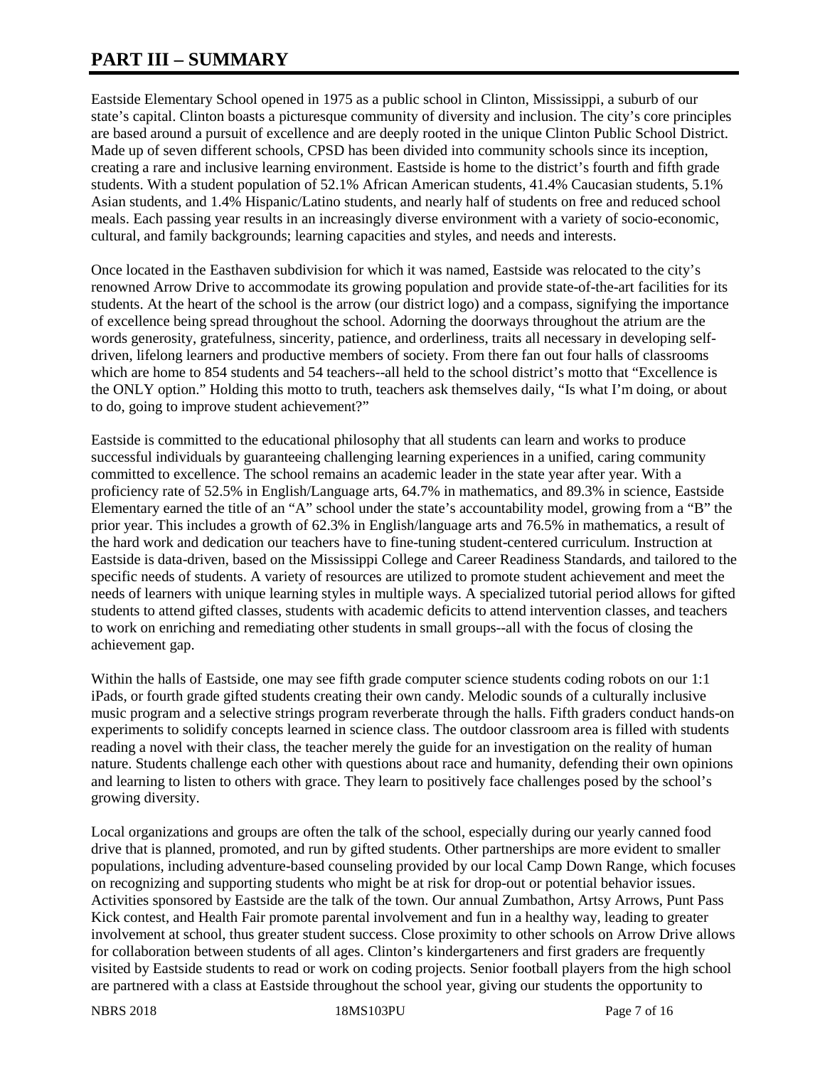# PART III – SUMMARY

Eastside Elementary School opened in 1975 as a public school in Clinton, Mississippi, a suburb of our state's capital. Clinton boasts a picturesque community of diversity and inclusion. The city's core principles are based around a pursuit of excellence and are deeply rooted in the unique Clinton Public School District. Made up of seven different schools, CPSD has been divided into community schools since its inception, creating a rare and inclusive learning environment. Eastside is home to the district's fourth and fifth grade students. With a student population of 52.1% African American students, 41.4% Caucasian students, 5.1% Asian students, and 1.4% Hispanic/Latino students, and nearly half of students on free and reduced school meals. Each passing year results in an increasingly diverse environment with a variety of socio-economic, cultural, and family backgrounds; learning capacities and styles, and needs and interests.

Once located in the Easthaven subdivision for which it was named, Eastside was relocated to the city's renowned Arrow Drive to accommodate its growing population and provide state-of-the-art facilities for its students. At the heart of the school is the arrow (our district logo) and a compass, signifying the importance of excellence being spread throughout the school. Adorning the doorways throughout the atrium are the words generosity, gratefulness, sincerity, patience, and orderliness, traits all necessary in developing self-driven, lifelong learners and productive members of society. From there fan out four halls of classrooms which are home to 854 students and 54 teachers--all held to the school district's motto that "Excellence is the ONLY option." Holding this motto to truth, teachers ask themselves daily, "Is what I'm doing, or about to do, going to improve student achievement?"

Eastside is committed to the educational philosophy that all students can learn and works to produce successful individuals by guaranteeing challenging learning experiences in a unified, caring community committed to excellence. The school remains an academic leader in the state year after year. With a proficiency rate of 52.5% in English/Language arts, 64.7% in mathematics, and 89.3% in science, Eastside Elementary earned the title of an "A" school under the state's accountability model, growing from a "B" the prior year. This includes a growth of 62.3% in English/language arts and 76.5% in mathematics, a result of the hard work and dedication our teachers have to fine-tuning student-centered curriculum. Instruction at Eastside is data-driven, based on the Mississippi College and Career Readiness Standards, and tailored to the specific needs of students. A variety of resources are utilized to promote student achievement and meet the needs of learners with unique learning styles in multiple ways. A specialized tutorial period allows for gifted students to attend gifted classes, students with academic deficits to attend intervention classes, and teachers to work on enriching and remediating other students in small groups--all with the focus of closing the achievement gap.

Within the halls of Eastside, one may see fifth grade computer science students coding robots on our 1:1 iPads, or fourth grade gifted students creating their own candy. Melodic sounds of a culturally inclusive music program and a selective strings program reverberate through the halls. Fifth graders conduct hands-on experiments to solidify concepts learned in science class. The outdoor classroom area is filled with students reading a novel with their class, the teacher merely the guide for an investigation on the reality of human nature. Students challenge each other with questions about race and humanity, defending their own opinions and learning to listen to others with grace. They learn to positively face challenges posed by the school's growing diversity.

Local organizations and groups are often the talk of the school, especially during our yearly canned food drive that is planned, promoted, and run by gifted students. Other partnerships are more evident to smaller populations, including adventure-based counseling provided by our local Camp Down Range, which focuses on recognizing and supporting students who might be at risk for drop-out or potential behavior issues. Activities sponsored by Eastside are the talk of the town. Our annual Zumbathon, Artsy Arrows, Punt Pass Kick contest, and Health Fair promote parental involvement and fun in a healthy way, leading to greater involvement at school, thus greater student success. Close proximity to other schools on Arrow Drive allows for collaboration between students of all ages. Clinton's kindergarteners and first graders are frequently visited by Eastside students to read or work on coding projects. Senior football players from the high school are partnered with a class at Eastside throughout the school year, giving our students the opportunity to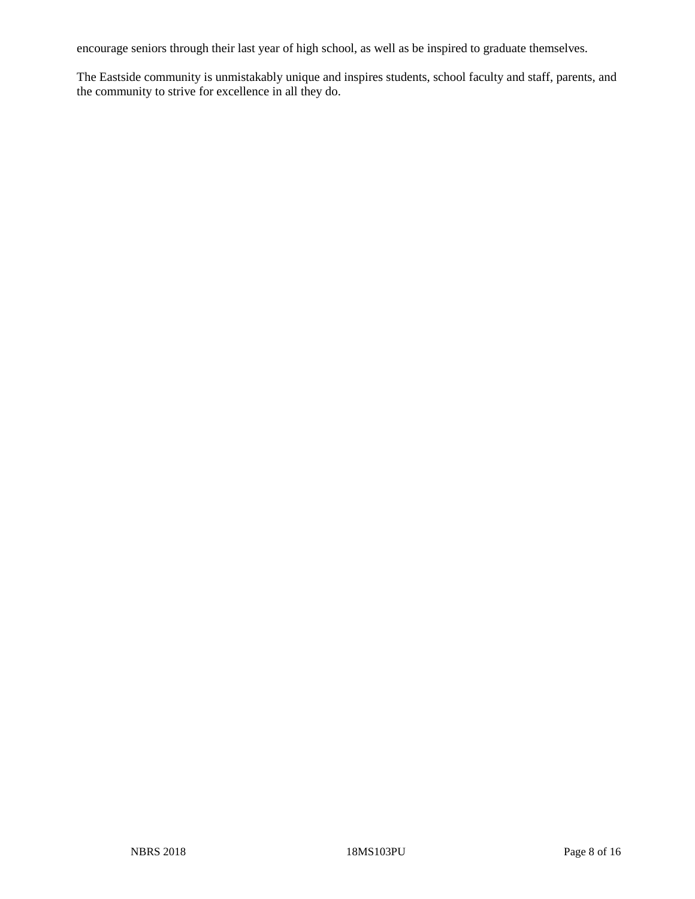encourage seniors through their last year of high school, as well as be inspired to graduate themselves.

The Eastside community is unmistakably unique and inspires students, school faculty and staff, parents, and the community to strive for excellence in all they do.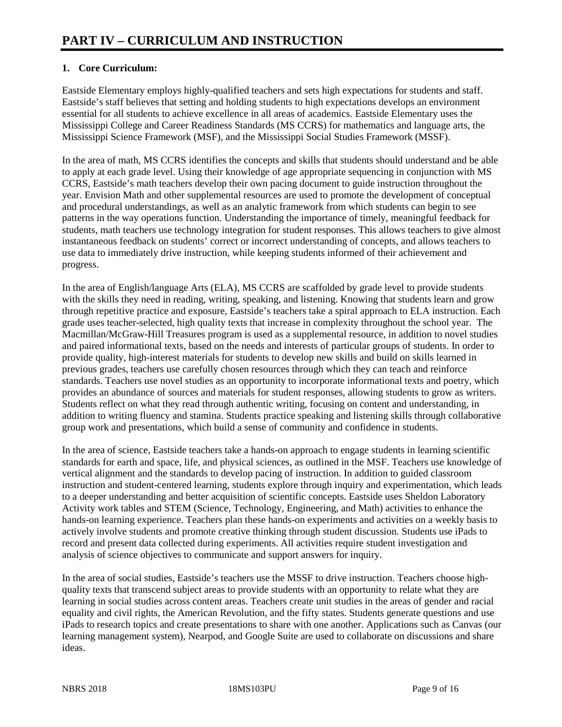# PART IV – CURRICULUM AND INSTRUCTION

**1. Core Curriculum:**

Eastside Elementary employs highly-qualified teachers and sets high expectations for students and staff. Eastside's staff believes that setting and holding students to high expectations develops an environment essential for all students to achieve excellence in all areas of academics. Eastside Elementary uses the Mississippi College and Career Readiness Standards (MS CCRS) for mathematics and language arts, the Mississippi Science Framework (MSF), and the Mississippi Social Studies Framework (MSSF).

In the area of math, MS CCRS identifies the concepts and skills that students should understand and be able to apply at each grade level. Using their knowledge of age appropriate sequencing in conjunction with MS CCRS, Eastside's math teachers develop their own pacing document to guide instruction throughout the year. Envision Math and other supplemental resources are used to promote the development of conceptual and procedural understandings, as well as an analytic framework from which students can begin to see patterns in the way operations function. Understanding the importance of timely, meaningful feedback for students, math teachers use technology integration for student responses. This allows teachers to give almost instantaneous feedback on students' correct or incorrect understanding of concepts, and allows teachers to use data to immediately drive instruction, while keeping students informed of their achievement and progress.

In the area of English/language Arts (ELA), MS CCRS are scaffolded by grade level to provide students with the skills they need in reading, writing, speaking, and listening. Knowing that students learn and grow through repetitive practice and exposure, Eastside's teachers take a spiral approach to ELA instruction. Each grade uses teacher-selected, high quality texts that increase in complexity throughout the school year. The Macmillan/McGraw-Hill Treasures program is used as a supplemental resource, in addition to novel studies and paired informational texts, based on the needs and interests of particular groups of students. In order to provide quality, high-interest materials for students to develop new skills and build on skills learned in previous grades, teachers use carefully chosen resources through which they can teach and reinforce standards. Teachers use novel studies as an opportunity to incorporate informational texts and poetry, which provides an abundance of sources and materials for student responses, allowing students to grow as writers. Students reflect on what they read through authentic writing, focusing on content and understanding, in addition to writing fluency and stamina. Students practice speaking and listening skills through collaborative group work and presentations, which build a sense of community and confidence in students.

In the area of science, Eastside teachers take a hands-on approach to engage students in learning scientific standards for earth and space, life, and physical sciences, as outlined in the MSF. Teachers use knowledge of vertical alignment and the standards to develop pacing of instruction. In addition to guided classroom instruction and student-centered learning, students explore through inquiry and experimentation, which leads to a deeper understanding and better acquisition of scientific concepts. Eastside uses Sheldon Laboratory Activity work tables and STEM (Science, Technology, Engineering, and Math) activities to enhance the hands-on learning experience. Teachers plan these hands-on experiments and activities on a weekly basis to actively involve students and promote creative thinking through student discussion. Students use iPads to record and present data collected during experiments. All activities require student investigation and analysis of science objectives to communicate and support answers for inquiry.

In the area of social studies, Eastside's teachers use the MSSF to drive instruction. Teachers choose high-quality texts that transcend subject areas to provide students with an opportunity to relate what they are learning in social studies across content areas. Teachers create unit studies in the areas of gender and racial equality and civil rights, the American Revolution, and the fifty states. Students generate questions and use iPads to research topics and create presentations to share with one another. Applications such as Canvas (our learning management system), Nearpod, and Google Suite are used to collaborate on discussions and share ideas.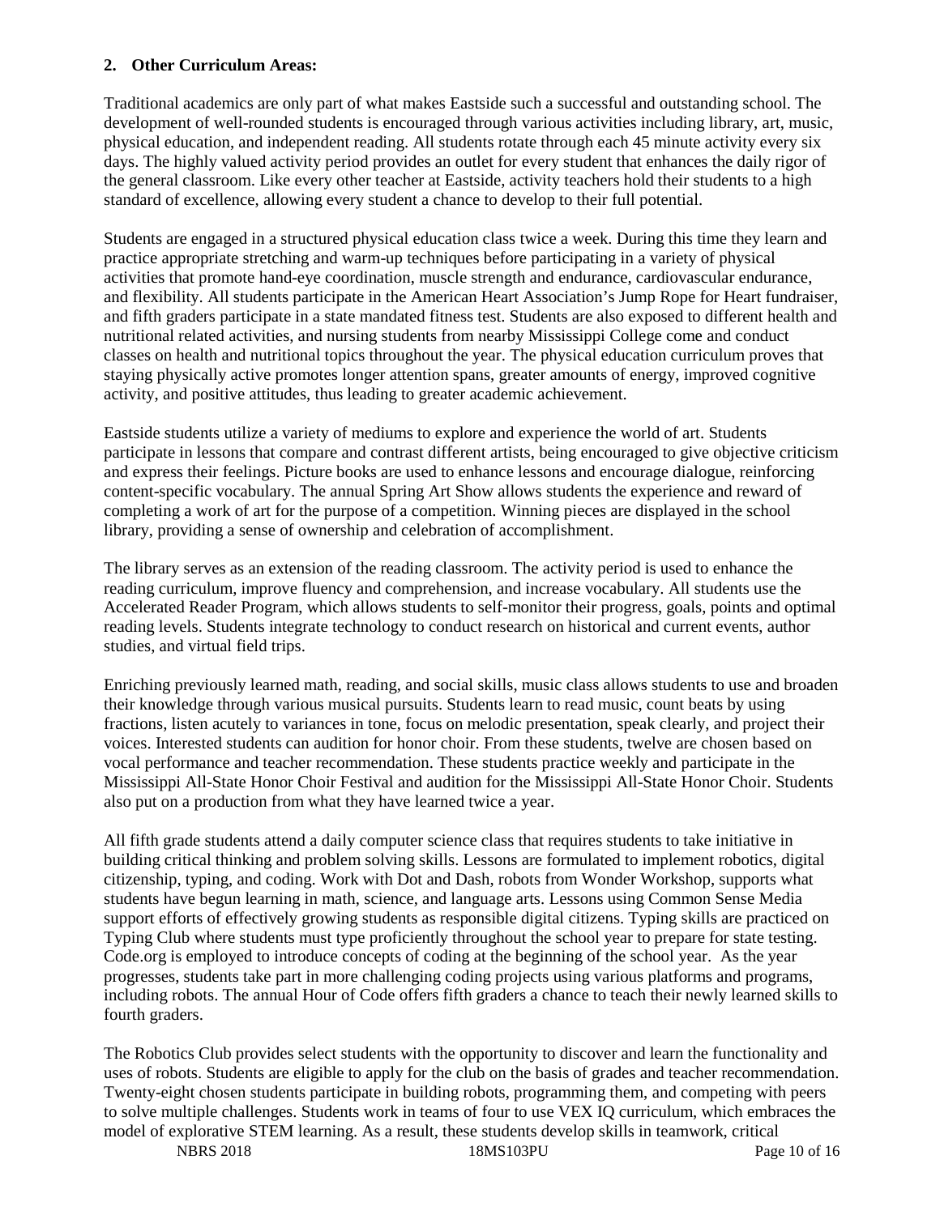## 2. Other Curriculum Areas:

Traditional academics are only part of what makes Eastside such a successful and outstanding school. The development of well-rounded students is encouraged through various activities including library, art, music, physical education, and independent reading. All students rotate through each 45 minute activity every six days. The highly valued activity period provides an outlet for every student that enhances the daily rigor of the general classroom. Like every other teacher at Eastside, activity teachers hold their students to a high standard of excellence, allowing every student a chance to develop to their full potential.

Students are engaged in a structured physical education class twice a week. During this time they learn and practice appropriate stretching and warm-up techniques before participating in a variety of physical activities that promote hand-eye coordination, muscle strength and endurance, cardiovascular endurance, and flexibility. All students participate in the American Heart Association's Jump Rope for Heart fundraiser, and fifth graders participate in a state mandated fitness test. Students are also exposed to different health and nutritional related activities, and nursing students from nearby Mississippi College come and conduct classes on health and nutritional topics throughout the year. The physical education curriculum proves that staying physically active promotes longer attention spans, greater amounts of energy, improved cognitive activity, and positive attitudes, thus leading to greater academic achievement.

Eastside students utilize a variety of mediums to explore and experience the world of art. Students participate in lessons that compare and contrast different artists, being encouraged to give objective criticism and express their feelings. Picture books are used to enhance lessons and encourage dialogue, reinforcing content-specific vocabulary. The annual Spring Art Show allows students the experience and reward of completing a work of art for the purpose of a competition. Winning pieces are displayed in the school library, providing a sense of ownership and celebration of accomplishment.

The library serves as an extension of the reading classroom. The activity period is used to enhance the reading curriculum, improve fluency and comprehension, and increase vocabulary. All students use the Accelerated Reader Program, which allows students to self-monitor their progress, goals, points and optimal reading levels. Students integrate technology to conduct research on historical and current events, author studies, and virtual field trips.

Enriching previously learned math, reading, and social skills, music class allows students to use and broaden their knowledge through various musical pursuits. Students learn to read music, count beats by using fractions, listen acutely to variances in tone, focus on melodic presentation, speak clearly, and project their voices. Interested students can audition for honor choir. From these students, twelve are chosen based on vocal performance and teacher recommendation. These students practice weekly and participate in the Mississippi All-State Honor Choir Festival and audition for the Mississippi All-State Honor Choir. Students also put on a production from what they have learned twice a year.

All fifth grade students attend a daily computer science class that requires students to take initiative in building critical thinking and problem solving skills. Lessons are formulated to implement robotics, digital citizenship, typing, and coding. Work with Dot and Dash, robots from Wonder Workshop, supports what students have begun learning in math, science, and language arts. Lessons using Common Sense Media support efforts of effectively growing students as responsible digital citizens. Typing skills are practiced on Typing Club where students must type proficiently throughout the school year to prepare for state testing. Code.org is employed to introduce concepts of coding at the beginning of the school year. As the year progresses, students take part in more challenging coding projects using various platforms and programs, including robots. The annual Hour of Code offers fifth graders a chance to teach their newly learned skills to fourth graders.

The Robotics Club provides select students with the opportunity to discover and learn the functionality and uses of robots. Students are eligible to apply for the club on the basis of grades and teacher recommendation. Twenty-eight chosen students participate in building robots, programming them, and competing with peers to solve multiple challenges. Students work in teams of four to use VEX IQ curriculum, which embraces the model of explorative STEM learning. As a result, these students develop skills in teamwork, critical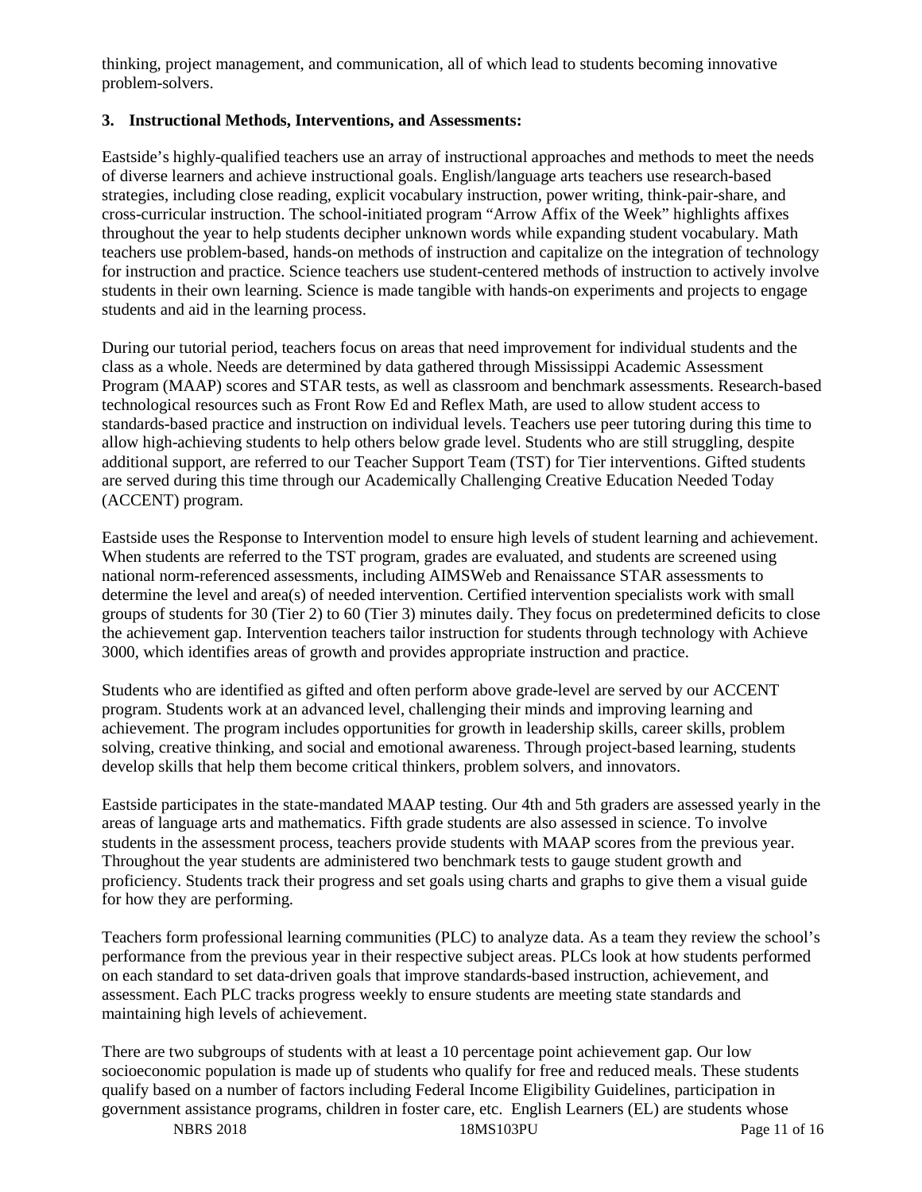thinking, project management, and communication, all of which lead to students becoming innovative problem-solvers.

**3. Instructional Methods, Interventions, and Assessments:**

Eastside's highly-qualified teachers use an array of instructional approaches and methods to meet the needs of diverse learners and achieve instructional goals. English/language arts teachers use research-based strategies, including close reading, explicit vocabulary instruction, power writing, think-pair-share, and cross-curricular instruction. The school-initiated program "Arrow Affix of the Week" highlights affixes throughout the year to help students decipher unknown words while expanding student vocabulary. Math teachers use problem-based, hands-on methods of instruction and capitalize on the integration of technology for instruction and practice. Science teachers use student-centered methods of instruction to actively involve students in their own learning. Science is made tangible with hands-on experiments and projects to engage students and aid in the learning process.

During our tutorial period, teachers focus on areas that need improvement for individual students and the class as a whole. Needs are determined by data gathered through Mississippi Academic Assessment Program (MAAP) scores and STAR tests, as well as classroom and benchmark assessments. Research-based technological resources such as Front Row Ed and Reflex Math, are used to allow student access to standards-based practice and instruction on individual levels. Teachers use peer tutoring during this time to allow high-achieving students to help others below grade level. Students who are still struggling, despite additional support, are referred to our Teacher Support Team (TST) for Tier interventions. Gifted students are served during this time through our Academically Challenging Creative Education Needed Today (ACCENT) program.

Eastside uses the Response to Intervention model to ensure high levels of student learning and achievement. When students are referred to the TST program, grades are evaluated, and students are screened using national norm-referenced assessments, including AIMSWeb and Renaissance STAR assessments to determine the level and area(s) of needed intervention. Certified intervention specialists work with small groups of students for 30 (Tier 2) to 60 (Tier 3) minutes daily. They focus on predetermined deficits to close the achievement gap. Intervention teachers tailor instruction for students through technology with Achieve 3000, which identifies areas of growth and provides appropriate instruction and practice.

Students who are identified as gifted and often perform above grade-level are served by our ACCENT program. Students work at an advanced level, challenging their minds and improving learning and achievement. The program includes opportunities for growth in leadership skills, career skills, problem solving, creative thinking, and social and emotional awareness. Through project-based learning, students develop skills that help them become critical thinkers, problem solvers, and innovators.

Eastside participates in the state-mandated MAAP testing. Our 4th and 5th graders are assessed yearly in the areas of language arts and mathematics. Fifth grade students are also assessed in science. To involve students in the assessment process, teachers provide students with MAAP scores from the previous year. Throughout the year students are administered two benchmark tests to gauge student growth and proficiency. Students track their progress and set goals using charts and graphs to give them a visual guide for how they are performing.

Teachers form professional learning communities (PLC) to analyze data. As a team they review the school's performance from the previous year in their respective subject areas. PLCs look at how students performed on each standard to set data-driven goals that improve standards-based instruction, achievement, and assessment. Each PLC tracks progress weekly to ensure students are meeting state standards and maintaining high levels of achievement.

There are two subgroups of students with at least a 10 percentage point achievement gap. Our low socioeconomic population is made up of students who qualify for free and reduced meals. These students qualify based on a number of factors including Federal Income Eligibility Guidelines, participation in government assistance programs, children in foster care, etc. English Learners (EL) are students whose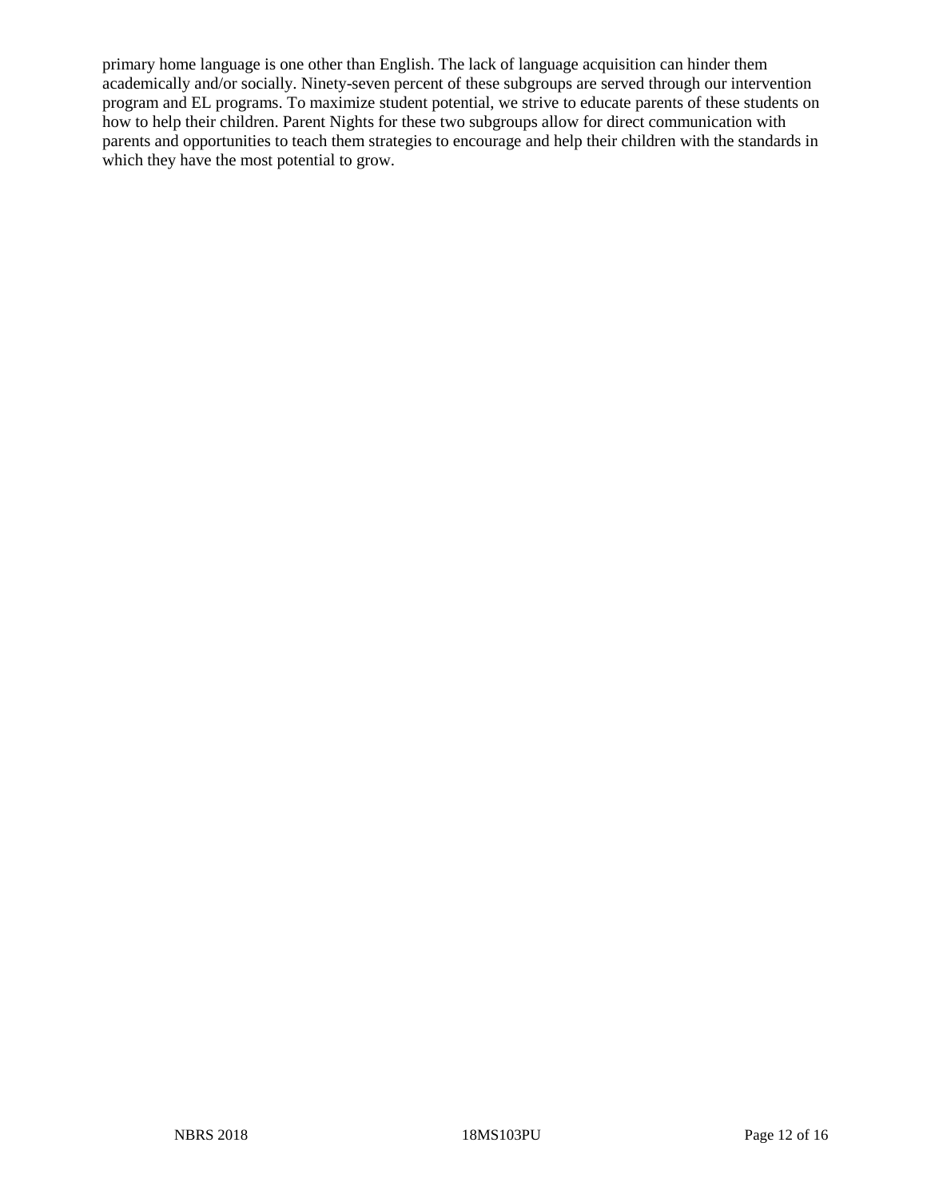primary home language is one other than English. The lack of language acquisition can hinder them academically and/or socially. Ninety-seven percent of these subgroups are served through our intervention program and EL programs. To maximize student potential, we strive to educate parents of these students on how to help their children. Parent Nights for these two subgroups allow for direct communication with parents and opportunities to teach them strategies to encourage and help their children with the standards in which they have the most potential to grow.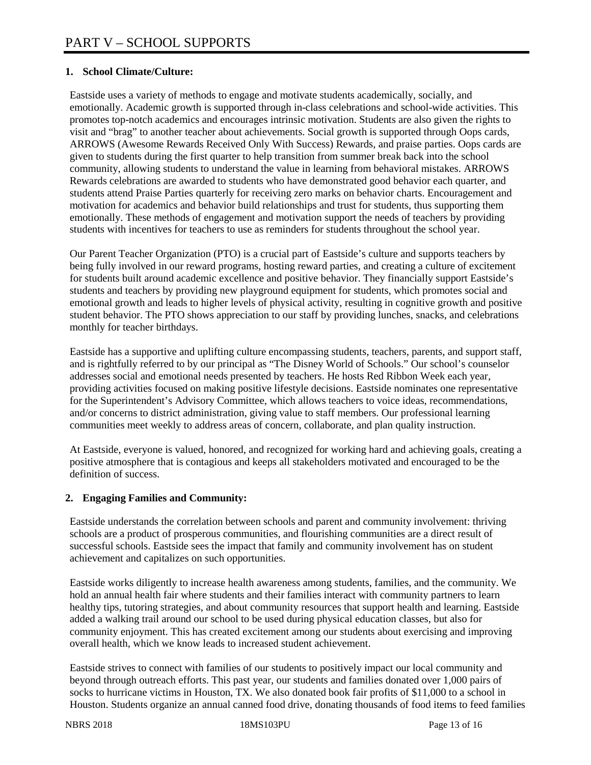# PART V – SCHOOL SUPPORTS

**1. School Climate/Culture:**

Eastside uses a variety of methods to engage and motivate students academically, socially, and emotionally. Academic growth is supported through in-class celebrations and school-wide activities. This promotes top-notch academics and encourages intrinsic motivation. Students are also given the rights to visit and "brag" to another teacher about achievements. Social growth is supported through Oops cards, ARROWS (Awesome Rewards Received Only With Success) Rewards, and praise parties. Oops cards are given to students during the first quarter to help transition from summer break back into the school community, allowing students to understand the value in learning from behavioral mistakes. ARROWS Rewards celebrations are awarded to students who have demonstrated good behavior each quarter, and students attend Praise Parties quarterly for receiving zero marks on behavior charts. Encouragement and motivation for academics and behavior build relationships and trust for students, thus supporting them emotionally. These methods of engagement and motivation support the needs of teachers by providing students with incentives for teachers to use as reminders for students throughout the school year.

Our Parent Teacher Organization (PTO) is a crucial part of Eastside's culture and supports teachers by being fully involved in our reward programs, hosting reward parties, and creating a culture of excitement for students built around academic excellence and positive behavior. They financially support Eastside's students and teachers by providing new playground equipment for students, which promotes social and emotional growth and leads to higher levels of physical activity, resulting in cognitive growth and positive student behavior. The PTO shows appreciation to our staff by providing lunches, snacks, and celebrations monthly for teacher birthdays.

Eastside has a supportive and uplifting culture encompassing students, teachers, parents, and support staff, and is rightfully referred to by our principal as "The Disney World of Schools." Our school's counselor addresses social and emotional needs presented by teachers. He hosts Red Ribbon Week each year, providing activities focused on making positive lifestyle decisions. Eastside nominates one representative for the Superintendent's Advisory Committee, which allows teachers to voice ideas, recommendations, and/or concerns to district administration, giving value to staff members. Our professional learning communities meet weekly to address areas of concern, collaborate, and plan quality instruction.

At Eastside, everyone is valued, honored, and recognized for working hard and achieving goals, creating a positive atmosphere that is contagious and keeps all stakeholders motivated and encouraged to be the definition of success.

**2. Engaging Families and Community:**

Eastside understands the correlation between schools and parent and community involvement: thriving schools are a product of prosperous communities, and flourishing communities are a direct result of successful schools. Eastside sees the impact that family and community involvement has on student achievement and capitalizes on such opportunities.

Eastside works diligently to increase health awareness among students, families, and the community. We hold an annual health fair where students and their families interact with community partners to learn healthy tips, tutoring strategies, and about community resources that support health and learning. Eastside added a walking trail around our school to be used during physical education classes, but also for community enjoyment. This has created excitement among our students about exercising and improving overall health, which we know leads to increased student achievement.

Eastside strives to connect with families of our students to positively impact our local community and beyond through outreach efforts. This past year, our students and families donated over 1,000 pairs of socks to hurricane victims in Houston, TX. We also donated book fair profits of $11,000 to a school in Houston. Students organize an annual canned food drive, donating thousands of food items to feed families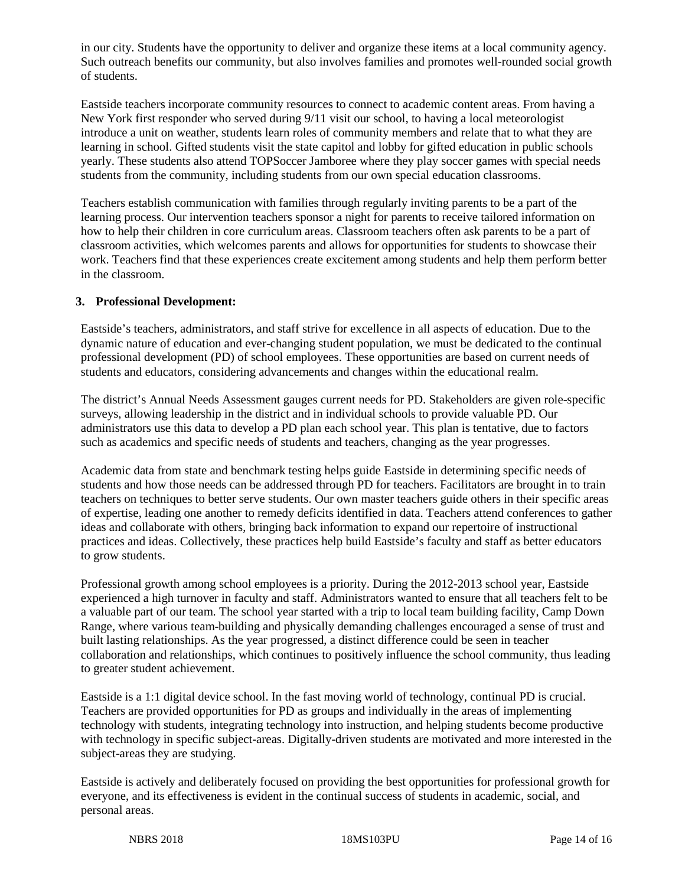in our city. Students have the opportunity to deliver and organize these items at a local community agency. Such outreach benefits our community, but also involves families and promotes well-rounded social growth of students.

Eastside teachers incorporate community resources to connect to academic content areas. From having a New York first responder who served during 9/11 visit our school, to having a local meteorologist introduce a unit on weather, students learn roles of community members and relate that to what they are learning in school. Gifted students visit the state capitol and lobby for gifted education in public schools yearly. These students also attend TOPSoccer Jamboree where they play soccer games with special needs students from the community, including students from our own special education classrooms.

Teachers establish communication with families through regularly inviting parents to be a part of the learning process. Our intervention teachers sponsor a night for parents to receive tailored information on how to help their children in core curriculum areas. Classroom teachers often ask parents to be a part of classroom activities, which welcomes parents and allows for opportunities for students to showcase their work. Teachers find that these experiences create excitement among students and help them perform better in the classroom.

**3. Professional Development:**

Eastside's teachers, administrators, and staff strive for excellence in all aspects of education. Due to the dynamic nature of education and ever-changing student population, we must be dedicated to the continual professional development (PD) of school employees. These opportunities are based on current needs of students and educators, considering advancements and changes within the educational realm.

The district's Annual Needs Assessment gauges current needs for PD. Stakeholders are given role-specific surveys, allowing leadership in the district and in individual schools to provide valuable PD. Our administrators use this data to develop a PD plan each school year. This plan is tentative, due to factors such as academics and specific needs of students and teachers, changing as the year progresses.

Academic data from state and benchmark testing helps guide Eastside in determining specific needs of students and how those needs can be addressed through PD for teachers. Facilitators are brought in to train teachers on techniques to better serve students. Our own master teachers guide others in their specific areas of expertise, leading one another to remedy deficits identified in data. Teachers attend conferences to gather ideas and collaborate with others, bringing back information to expand our repertoire of instructional practices and ideas. Collectively, these practices help build Eastside's faculty and staff as better educators to grow students.

Professional growth among school employees is a priority. During the 2012-2013 school year, Eastside experienced a high turnover in faculty and staff. Administrators wanted to ensure that all teachers felt to be a valuable part of our team. The school year started with a trip to local team building facility, Camp Down Range, where various team-building and physically demanding challenges encouraged a sense of trust and built lasting relationships. As the year progressed, a distinct difference could be seen in teacher collaboration and relationships, which continues to positively influence the school community, thus leading to greater student achievement.

Eastside is a 1:1 digital device school. In the fast moving world of technology, continual PD is crucial. Teachers are provided opportunities for PD as groups and individually in the areas of implementing technology with students, integrating technology into instruction, and helping students become productive with technology in specific subject-areas. Digitally-driven students are motivated and more interested in the subject-areas they are studying.

Eastside is actively and deliberately focused on providing the best opportunities for professional growth for everyone, and its effectiveness is evident in the continual success of students in academic, social, and personal areas.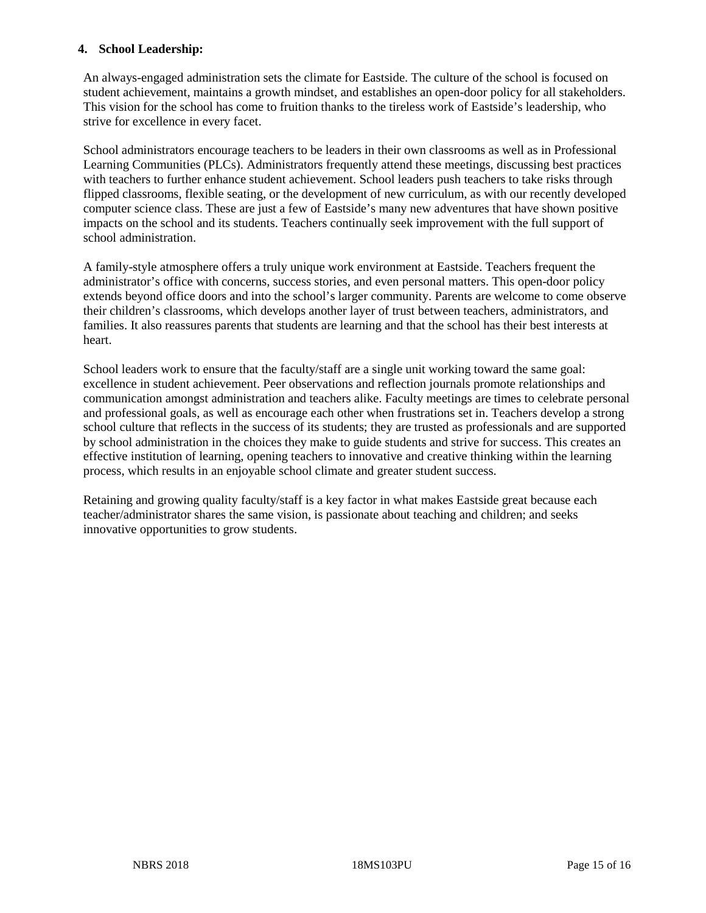**4. School Leadership:**

An always-engaged administration sets the climate for Eastside. The culture of the school is focused on student achievement, maintains a growth mindset, and establishes an open-door policy for all stakeholders. This vision for the school has come to fruition thanks to the tireless work of Eastside's leadership, who strive for excellence in every facet.

School administrators encourage teachers to be leaders in their own classrooms as well as in Professional Learning Communities (PLCs). Administrators frequently attend these meetings, discussing best practices with teachers to further enhance student achievement. School leaders push teachers to take risks through flipped classrooms, flexible seating, or the development of new curriculum, as with our recently developed computer science class. These are just a few of Eastside's many new adventures that have shown positive impacts on the school and its students. Teachers continually seek improvement with the full support of school administration.

A family-style atmosphere offers a truly unique work environment at Eastside. Teachers frequent the administrator's office with concerns, success stories, and even personal matters. This open-door policy extends beyond office doors and into the school's larger community. Parents are welcome to come observe their children's classrooms, which develops another layer of trust between teachers, administrators, and families. It also reassures parents that students are learning and that the school has their best interests at heart.

School leaders work to ensure that the faculty/staff are a single unit working toward the same goal: excellence in student achievement. Peer observations and reflection journals promote relationships and communication amongst administration and teachers alike. Faculty meetings are times to celebrate personal and professional goals, as well as encourage each other when frustrations set in. Teachers develop a strong school culture that reflects in the success of its students; they are trusted as professionals and are supported by school administration in the choices they make to guide students and strive for success. This creates an effective institution of learning, opening teachers to innovative and creative thinking within the learning process, which results in an enjoyable school climate and greater student success.

Retaining and growing quality faculty/staff is a key factor in what makes Eastside great because each teacher/administrator shares the same vision, is passionate about teaching and children; and seeks innovative opportunities to grow students.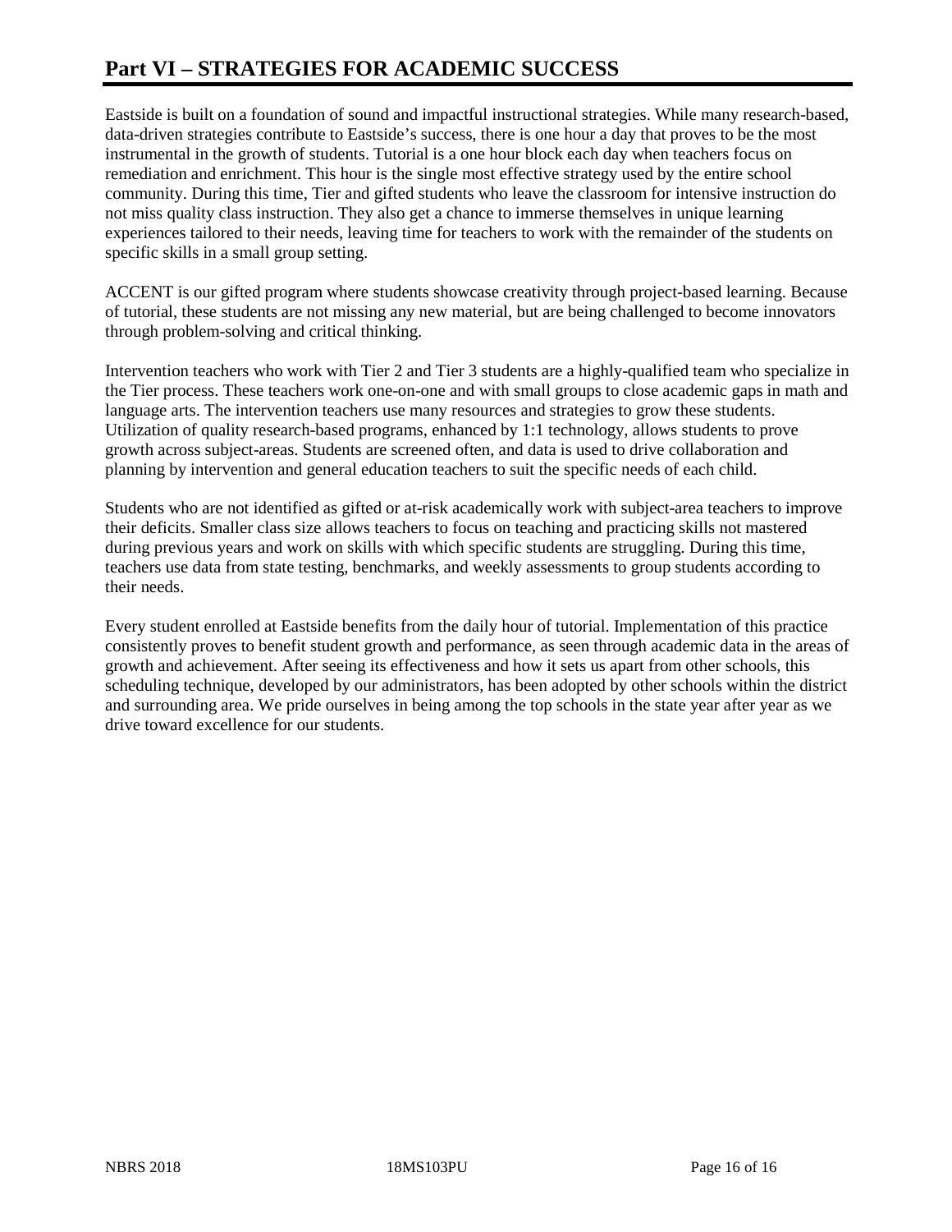# Part VI – STRATEGIES FOR ACADEMIC SUCCESS

Eastside is built on a foundation of sound and impactful instructional strategies. While many research-based, data-driven strategies contribute to Eastside's success, there is one hour a day that proves to be the most instrumental in the growth of students. Tutorial is a one hour block each day when teachers focus on remediation and enrichment. This hour is the single most effective strategy used by the entire school community. During this time, Tier and gifted students who leave the classroom for intensive instruction do not miss quality class instruction. They also get a chance to immerse themselves in unique learning experiences tailored to their needs, leaving time for teachers to work with the remainder of the students on specific skills in a small group setting.

ACCENT is our gifted program where students showcase creativity through project-based learning. Because of tutorial, these students are not missing any new material, but are being challenged to become innovators through problem-solving and critical thinking.

Intervention teachers who work with Tier 2 and Tier 3 students are a highly-qualified team who specialize in the Tier process. These teachers work one-on-one and with small groups to close academic gaps in math and language arts. The intervention teachers use many resources and strategies to grow these students. Utilization of quality research-based programs, enhanced by 1:1 technology, allows students to prove growth across subject-areas. Students are screened often, and data is used to drive collaboration and planning by intervention and general education teachers to suit the specific needs of each child.

Students who are not identified as gifted or at-risk academically work with subject-area teachers to improve their deficits. Smaller class size allows teachers to focus on teaching and practicing skills not mastered during previous years and work on skills with which specific students are struggling. During this time, teachers use data from state testing, benchmarks, and weekly assessments to group students according to their needs.

Every student enrolled at Eastside benefits from the daily hour of tutorial. Implementation of this practice consistently proves to benefit student growth and performance, as seen through academic data in the areas of growth and achievement. After seeing its effectiveness and how it sets us apart from other schools, this scheduling technique, developed by our administrators, has been adopted by other schools within the district and surrounding area. We pride ourselves in being among the top schools in the state year after year as we drive toward excellence for our students.